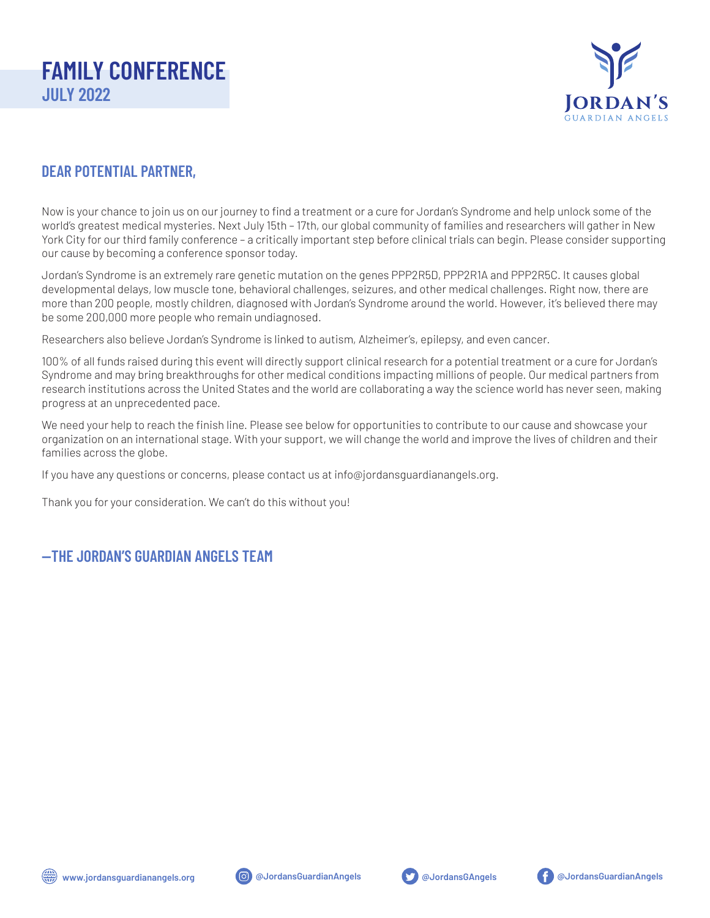# FAMILY CONFERENCE
## JULY 2022

JORDAN'S
GUARDIAN ANGELS

## DEAR POTENTIAL PARTNER,

Now is your chance to join us on our journey to find a treatment or a cure for Jordan's Syndrome and help unlock some of the world's greatest medical mysteries. Next July 15th – 17th, our global community of families and researchers will gather in New York City for our third family conference – a critically important step before clinical trials can begin. Please consider supporting our cause by becoming a conference sponsor today.

Jordan's Syndrome is an extremely rare genetic mutation on the genes PPP2R5D, PPP2R1A and PPP2R5C. It causes global developmental delays, low muscle tone, behavioral challenges, seizures, and other medical challenges. Right now, there are more than 200 people, mostly children, diagnosed with Jordan's Syndrome around the world. However, it's believed there may be some 200,000 more people who remain undiagnosed.

Researchers also believe Jordan's Syndrome is linked to autism, Alzheimer's, epilepsy, and even cancer.

100% of all funds raised during this event will directly support clinical research for a potential treatment or a cure for Jordan's Syndrome and may bring breakthroughs for other medical conditions impacting millions of people. Our medical partners from research institutions across the United States and the world are collaborating a way the science world has never seen, making progress at an unprecedented pace.

We need your help to reach the finish line. Please see below for opportunities to contribute to our cause and showcase your organization on an international stage. With your support, we will change the world and improve the lives of children and their families across the globe.

If you have any questions or concerns, please contact us at info@jordansguardianangels.org.

Thank you for your consideration. We can't do this without you!

## —THE JORDAN'S GUARDIAN ANGELS TEAM

www.jordansguardianangels.org | @JordansGuardianAngels | @JordansGAngels | @JordansGuardianAngels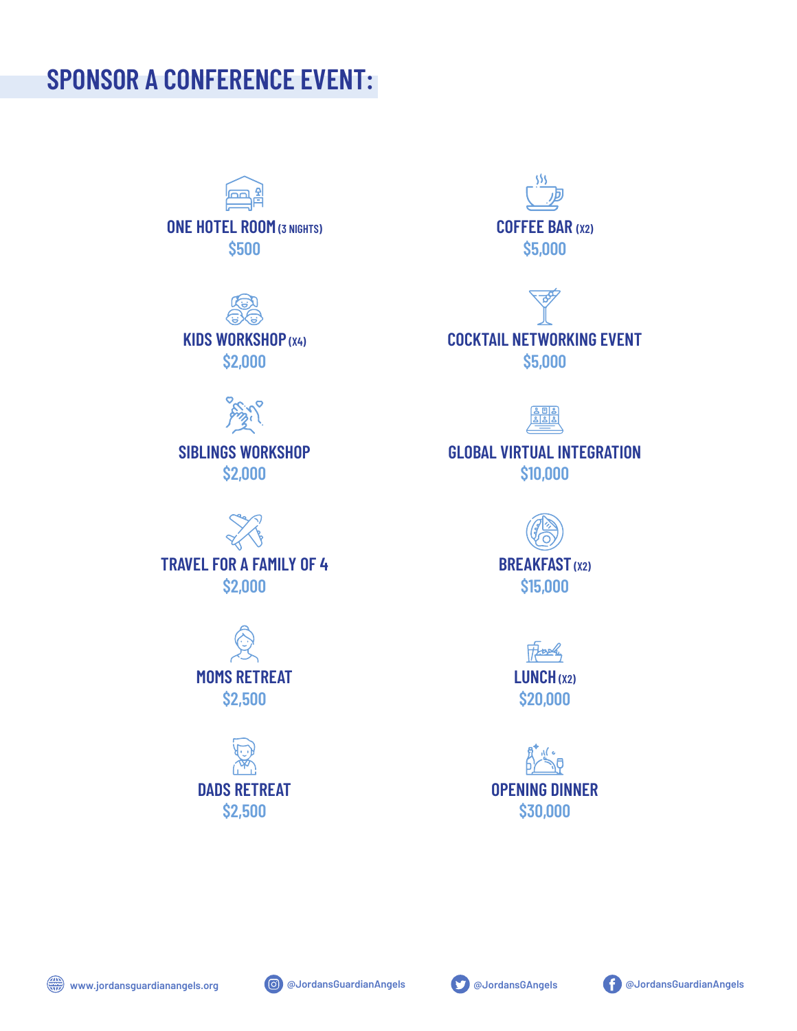## SPONSOR A CONFERENCE EVENT:

**ONE HOTEL ROOM** (3 NIGHTS)
$500

**KIDS WORKSHOP** (X4)
$2,000

**SIBLINGS WORKSHOP**
$2,000

**TRAVEL FOR A FAMILY OF 4**
$2,000

**MOMS RETREAT**
$2,500

**DADS RETREAT**
$2,500

**COFFEE BAR** (X2)
$5,000

**COCKTAIL NETWORKING EVENT**
$5,000

**GLOBAL VIRTUAL INTEGRATION**
$10,000

**BREAKFAST** (X2)
$15,000

**LUNCH** (X2)
$20,000

**OPENING DINNER**
$30,000

www.jordansguardianangels.org @JordansGuardianAngels @JordansGAngels @JordansGuardianAngels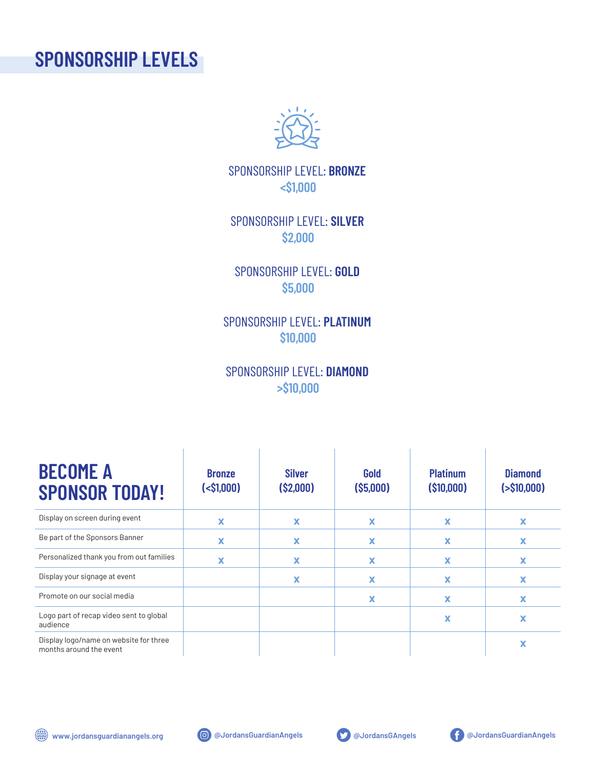# SPONSORSHIP LEVELS

SPONSORSHIP LEVEL: **BRONZE**
**<$1,000**

SPONSORSHIP LEVEL: **SILVER**
**$2,000**

SPONSORSHIP LEVEL: **GOLD**
**$5,000**

SPONSORSHIP LEVEL: **PLATINUM**
**$10,000**

SPONSORSHIP LEVEL: **DIAMOND**
**>$10,000**

| BECOME A SPONSOR TODAY! | Bronze (<$1,000) | Silver ($2,000) | Gold ($5,000) | Platinum ($10,000) | Diamond (>$10,000) |
|---|---|---|---|---|---|
| Display on screen during event | x | x | x | x | x |
| Be part of the Sponsors Banner | x | x | x | x | x |
| Personalized thank you from out families | x | x | x | x | x |
| Display your signage at event | | x | x | x | x |
| Promote on our social media | | | x | x | x |
| Logo part of recap video sent to global audience | | | | x | x |
| Display logo/name on website for three months around the event | | | | | x |

www.jordansguardianangels.org | @JordansGuardianAngels | @JordansGAngels | @JordansGuardianAngels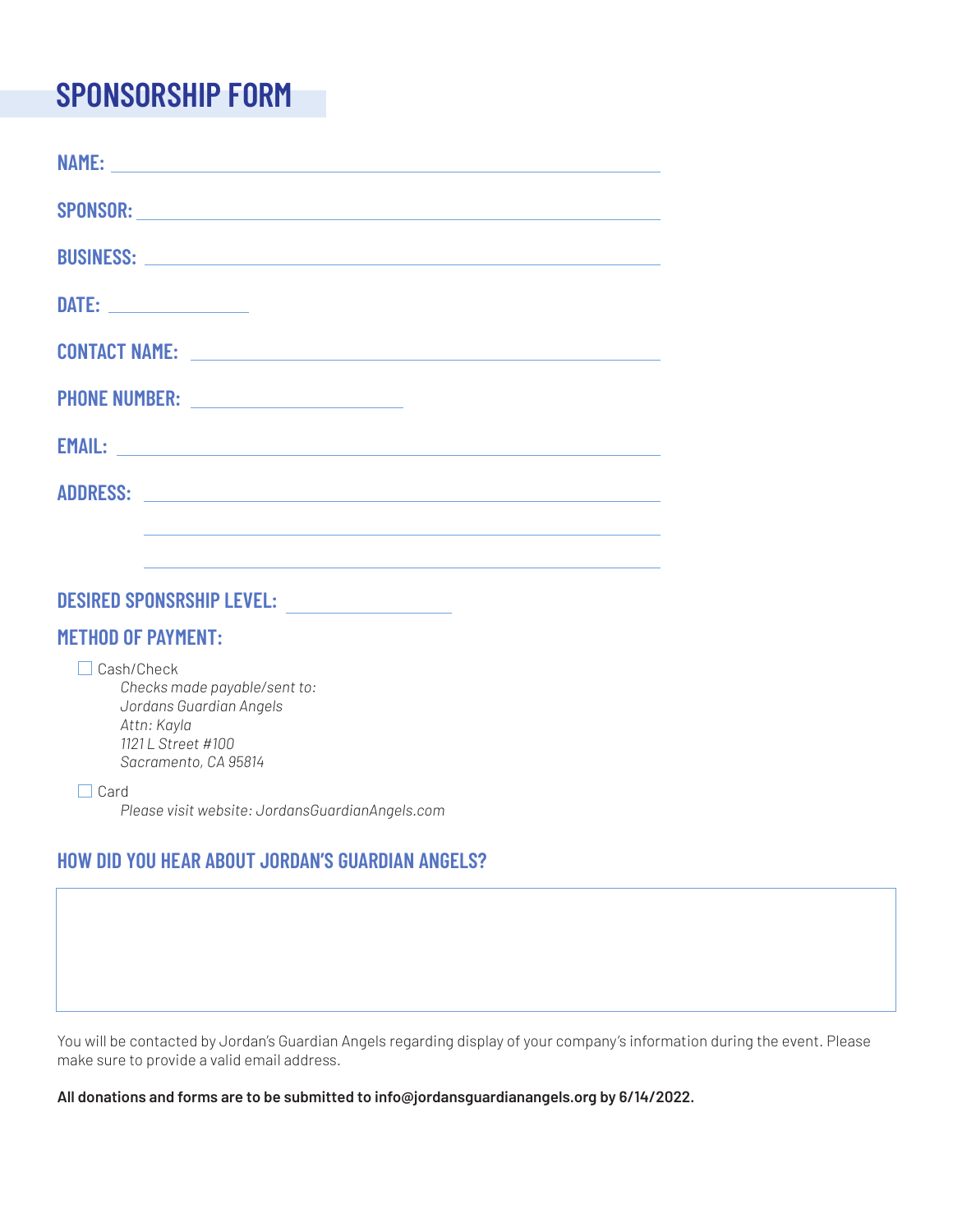# SPONSORSHIP FORM

**NAME:** ____________________

**SPONSOR:** ____________________

**BUSINESS:** ____________________

**DATE:** ____________________

**CONTACT NAME:** ____________________

**PHONE NUMBER:** ____________________

**EMAIL:** ____________________

**ADDRESS:** ____________________

____________________

____________________

**DESIRED SPONSRSHIP LEVEL:** ____________________

**METHOD OF PAYMENT:**

- ☐ Cash/Check
  
  *Checks made payable/sent to:*
  *Jordans Guardian Angels*
  *Attn: Kayla*
  *1121 L Street #100*
  *Sacramento, CA 95814*

- ☐ Card
  
  *Please visit website: JordansGuardianAngels.com*

## HOW DID YOU HEAR ABOUT JORDAN'S GUARDIAN ANGELS?

You will be contacted by Jordan's Guardian Angels regarding display of your company's information during the event. Please make sure to provide a valid email address.

**All donations and forms are to be submitted to info@jordansguardianangels.org by 6/14/2022.**